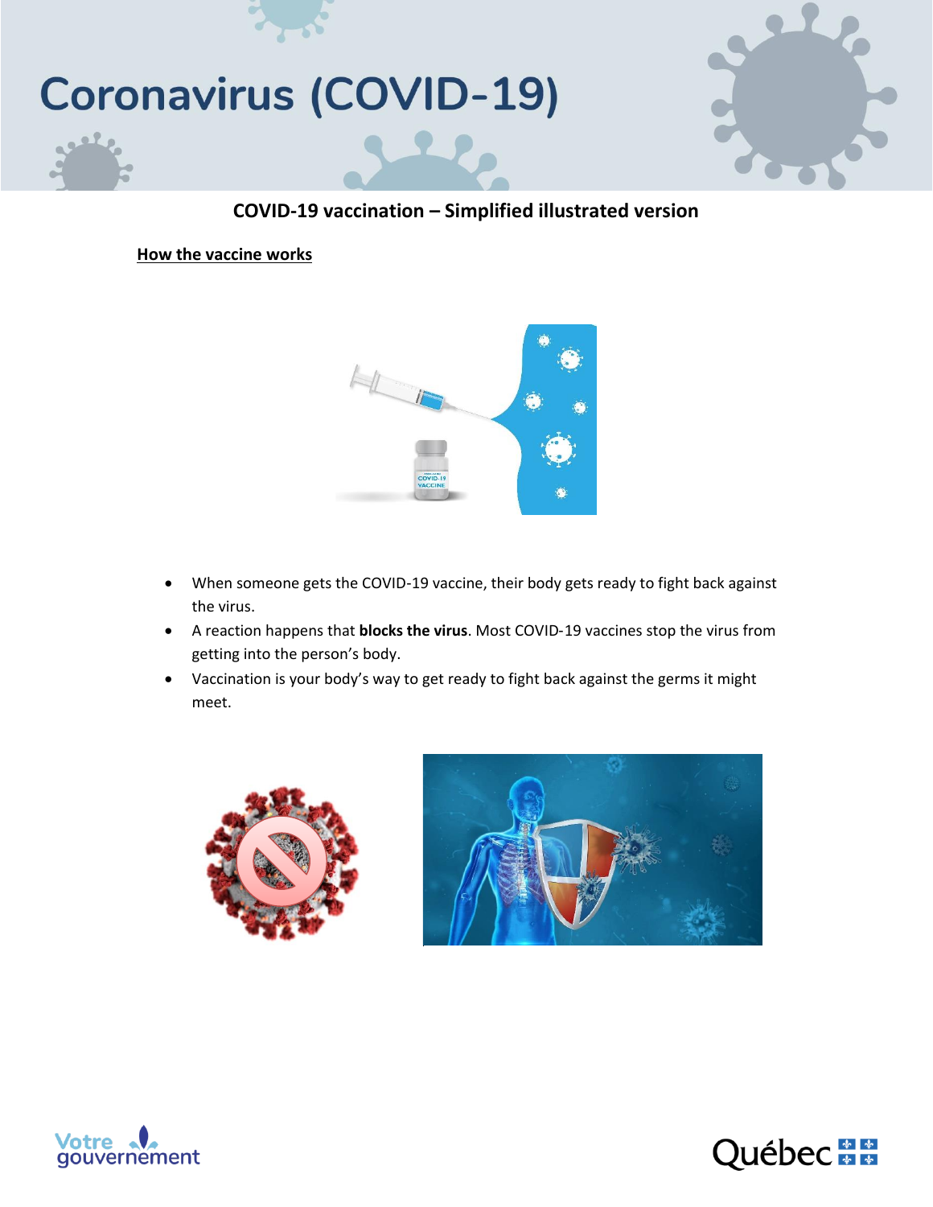# Coronavirus (COVID-19)

## COVID-19 vaccination – Simplified illustrated version

### How the vaccine works

- When someone gets the COVID-19 vaccine, their body gets ready to fight back against the virus.
- A reaction happens that **blocks the virus**. Most COVID-19 vaccines stop the virus from getting into the person's body.
- Vaccination is your body's way to get ready to fight back against the germs it might meet.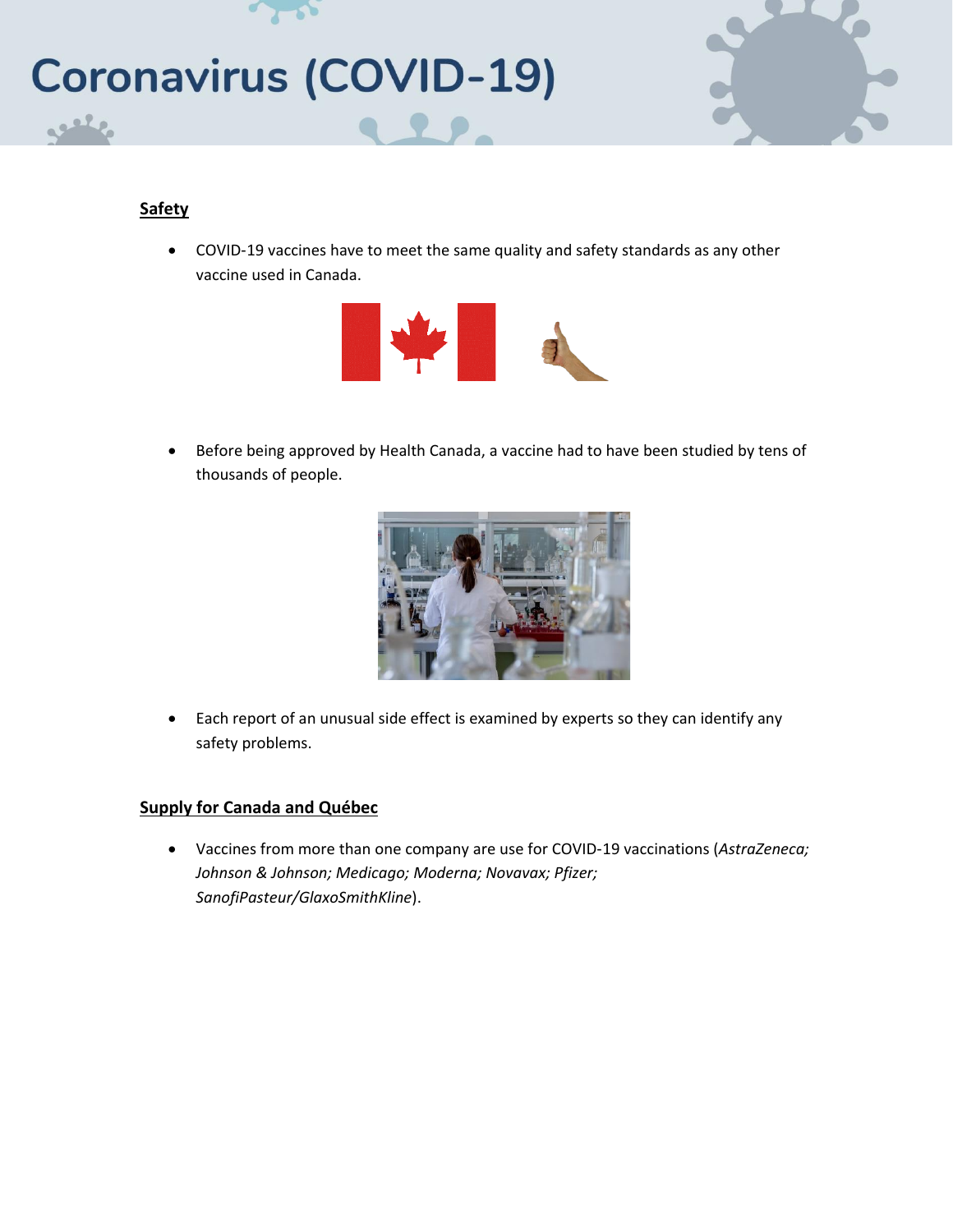# Coronavirus (COVID-19)

**Safety**

- COVID-19 vaccines have to meet the same quality and safety standards as any other vaccine used in Canada.

- Before being approved by Health Canada, a vaccine had to have been studied by tens of thousands of people.

- Each report of an unusual side effect is examined by experts so they can identify any safety problems.

**Supply for Canada and Québec**

- Vaccines from more than one company are use for COVID-19 vaccinations (*AstraZeneca; Johnson & Johnson; Medicago; Moderna; Novavax; Pfizer; SanofiPasteur/GlaxoSmithKline*).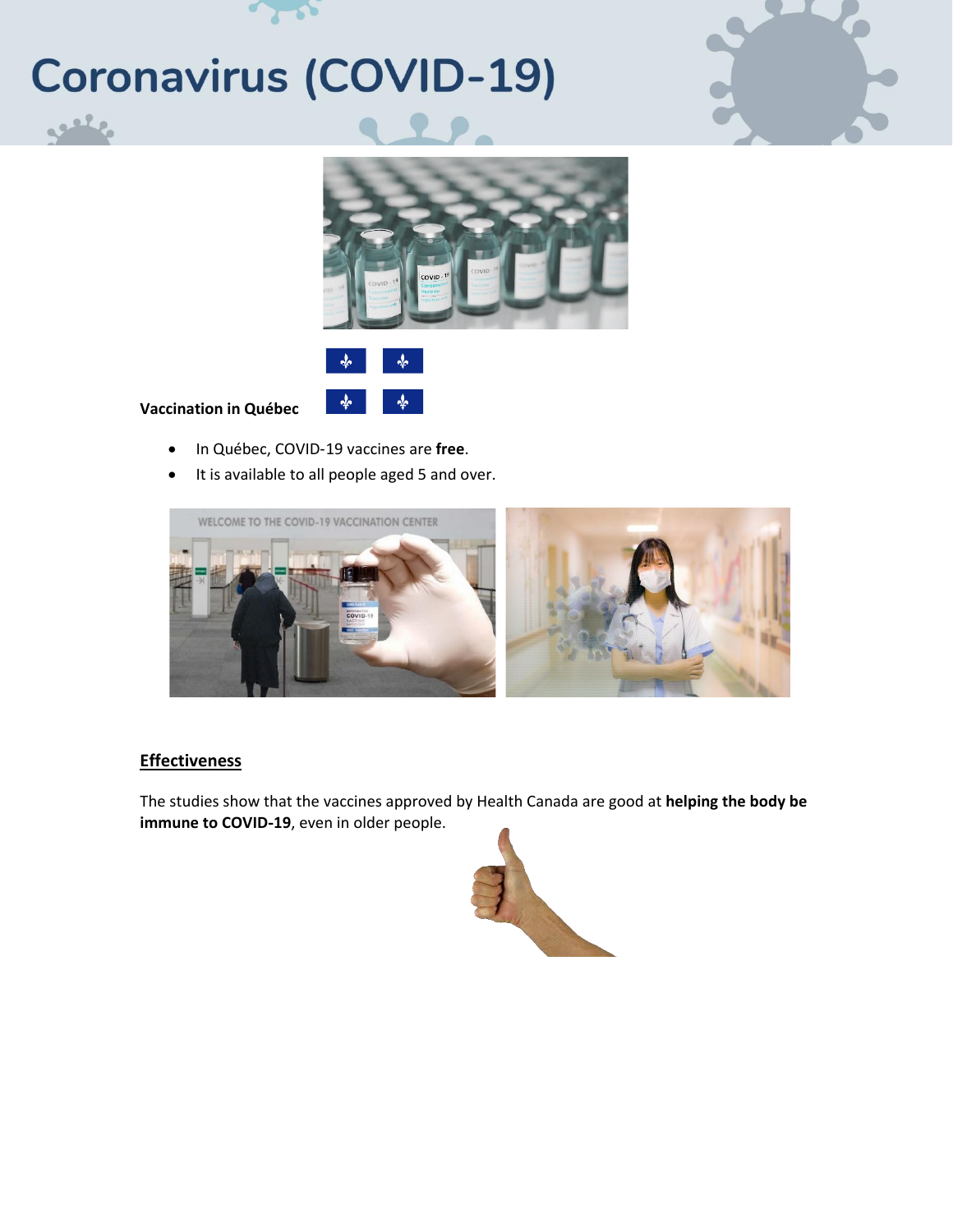# Coronavirus (COVID-19)

**Vaccination in Québec**

- In Québec, COVID-19 vaccines are **free**.
- It is available to all people aged 5 and over.

## Effectiveness

The studies show that the vaccines approved by Health Canada are good at **helping the body be immune to COVID-19**, even in older people.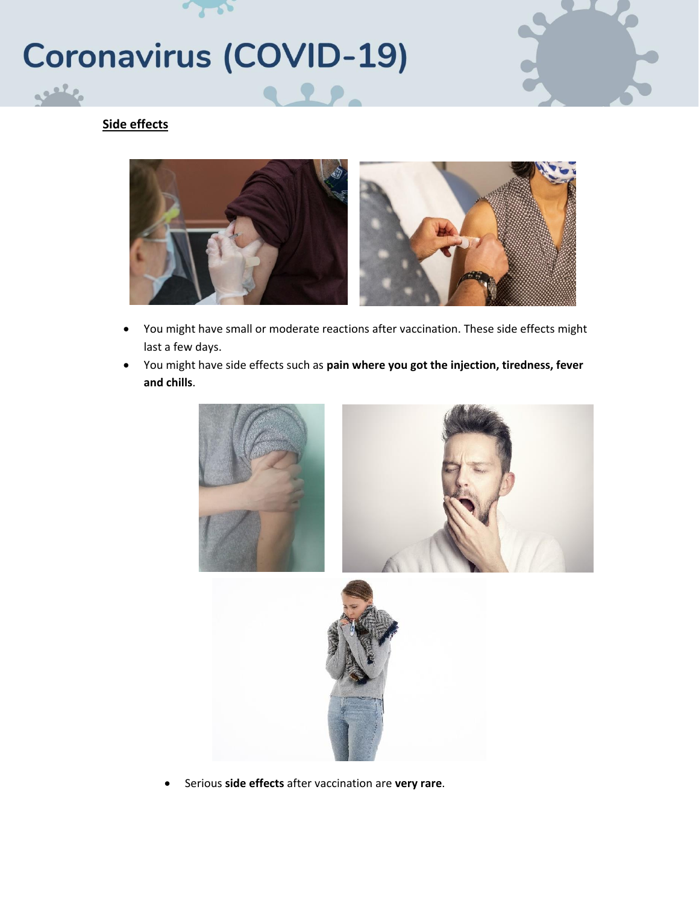## Side effects

- You might have small or moderate reactions after vaccination. These side effects might last a few days.
- You might have side effects such as **pain where you got the injection, tiredness, fever and chills**.

- Serious **side effects** after vaccination are **very rare**.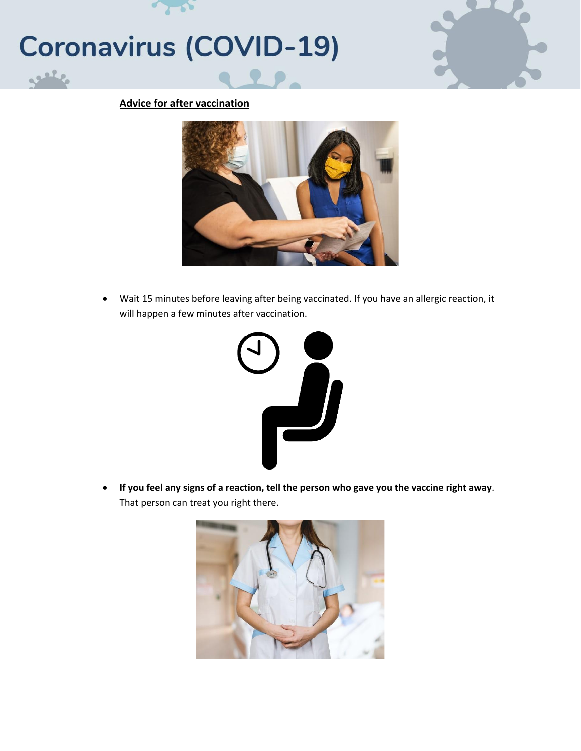**Advice for after vaccination**

- Wait 15 minutes before leaving after being vaccinated. If you have an allergic reaction, it will happen a few minutes after vaccination.

- **If you feel any signs of a reaction, tell the person who gave you the vaccine right away**. That person can treat you right there.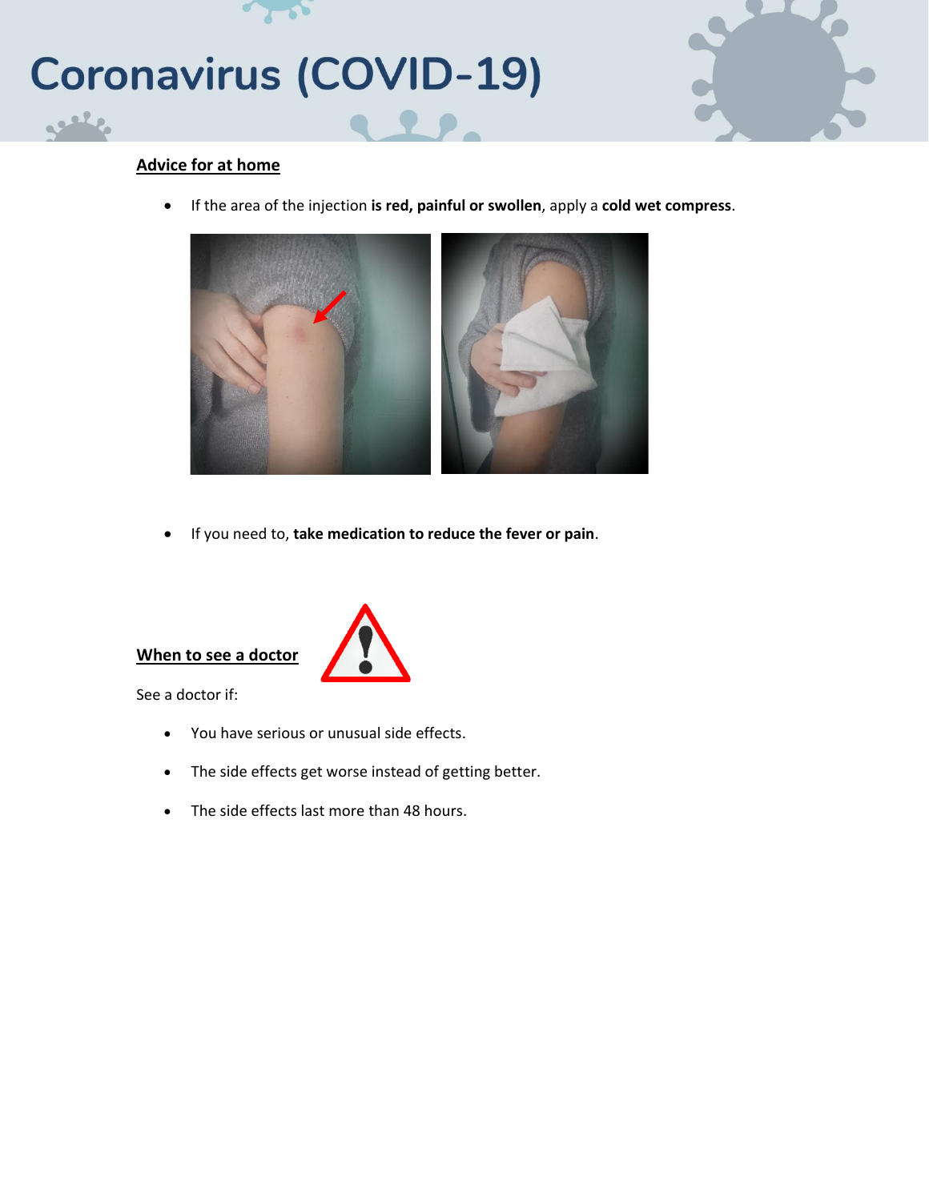# Coronavirus (COVID-19)

## Advice for at home

- If the area of the injection **is red, painful or swollen**, apply a **cold wet compress**.

- If you need to, **take medication to reduce the fever or pain**.

## When to see a doctor

See a doctor if:

- You have serious or unusual side effects.
- The side effects get worse instead of getting better.
- The side effects last more than 48 hours.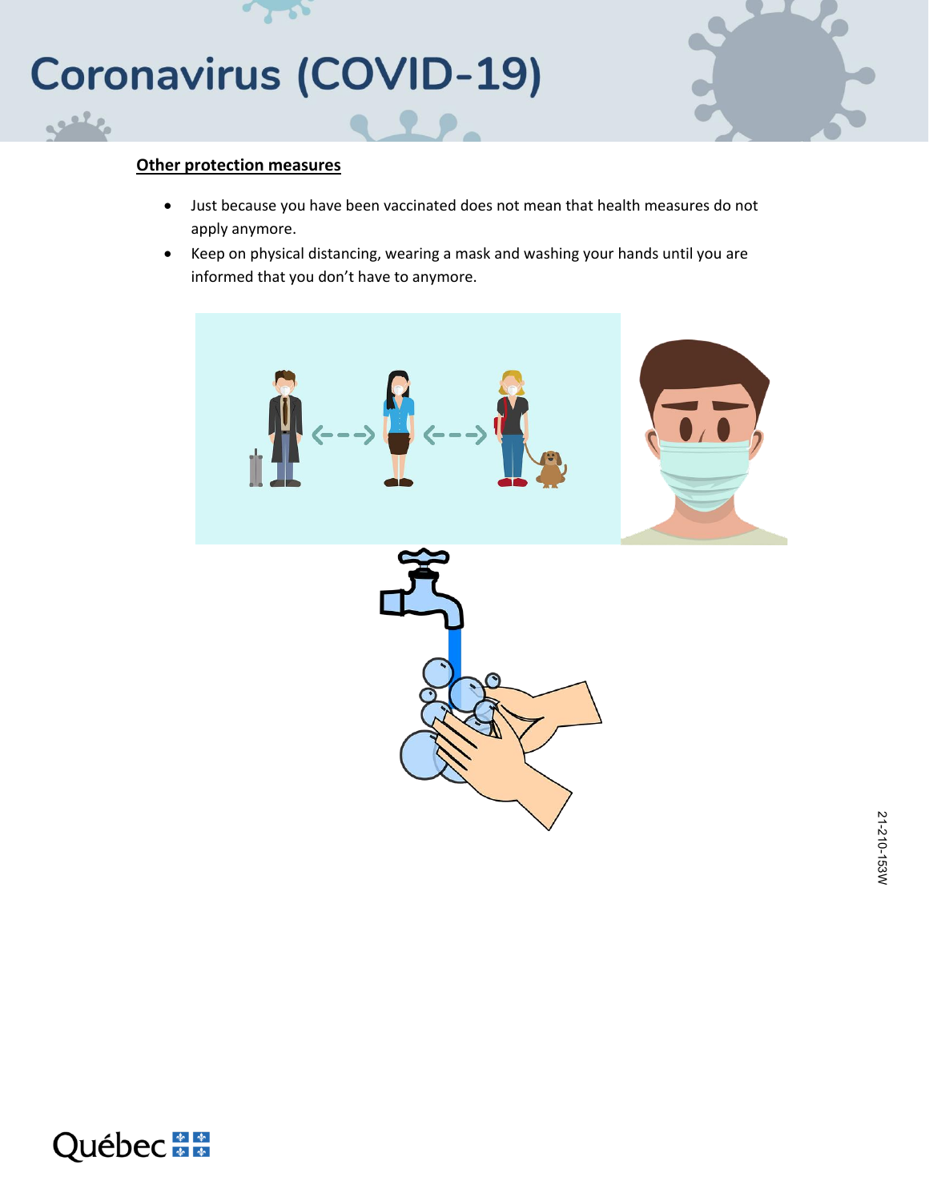# Coronavirus (COVID-19)

**Other protection measures**

- Just because you have been vaccinated does not mean that health measures do not apply anymore.
- Keep on physical distancing, wearing a mask and washing your hands until you are informed that you don't have to anymore.

21-210-153W